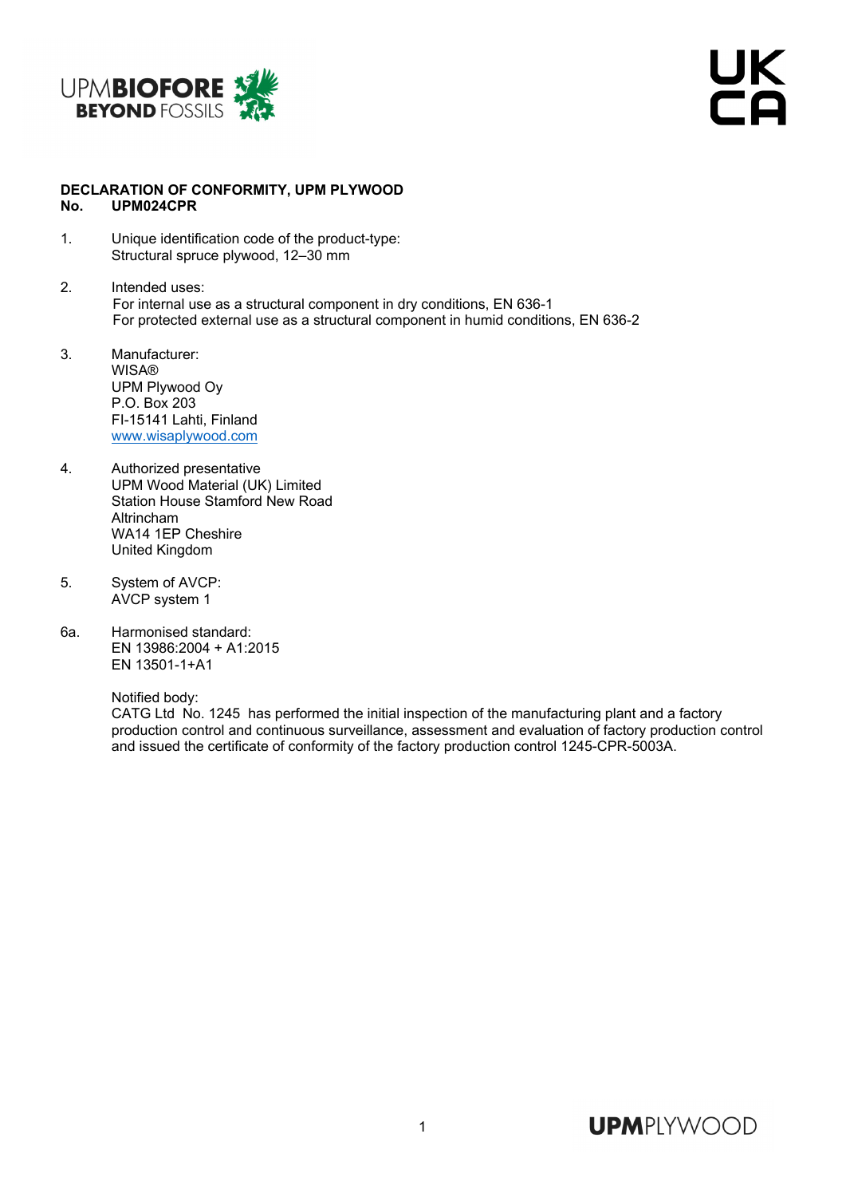**DECLARATION OF CONFORMITY, UPM PLYWOOD**
**No. UPM024CPR**

1. Unique identification code of the product-type:
   Structural spruce plywood, 12–30 mm

2. Intended uses:
   For internal use as a structural component in dry conditions, EN 636-1
   For protected external use as a structural component in humid conditions, EN 636-2

3. Manufacturer:
   WISA®
   UPM Plywood Oy
   P.O. Box 203
   FI-15141 Lahti, Finland
   www.wisaplywood.com

4. Authorized presentative
   UPM Wood Material (UK) Limited
   Station House Stamford New Road
   Altrincham
   WA14 1EP Cheshire
   United Kingdom

5. System of AVCP:
   AVCP system 1

6a. Harmonised standard:
   EN 13986:2004 + A1:2015
   EN 13501-1+A1

   Notified body:
   CATG Ltd No. 1245 has performed the initial inspection of the manufacturing plant and a factory production control and continuous surveillance, assessment and evaluation of factory production control and issued the certificate of conformity of the factory production control 1245-CPR-5003A.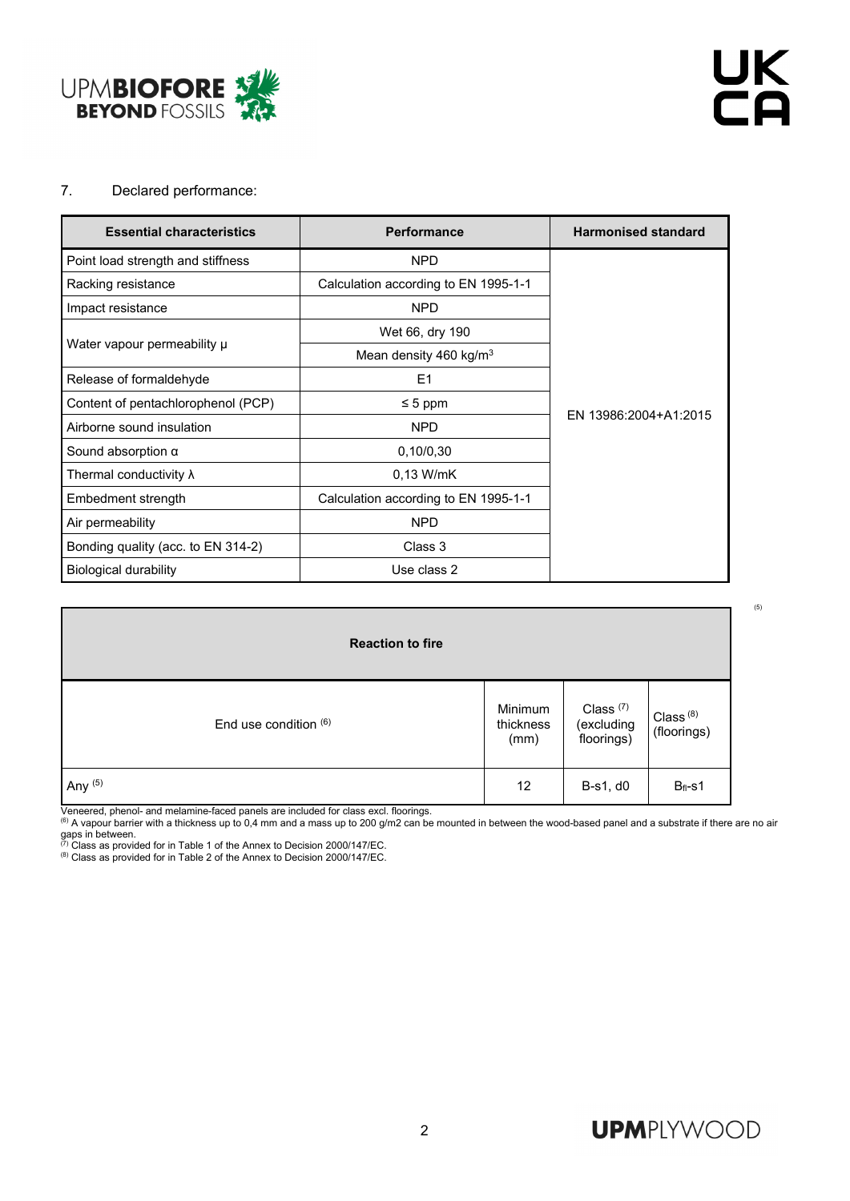7. Declared performance:

| Essential characteristics | Performance | Harmonised standard |
| --- | --- | --- |
| Point load strength and stiffness | NPD | EN 13986:2004+A1:2015 |
| Racking resistance | Calculation according to EN 1995-1-1 | |
| Impact resistance | NPD | |
| Water vapour permeability μ | Wet 66, dry 190 | |
| | Mean density 460 kg/m$^3$ | |
| Release of formaldehyde | E1 | |
| Content of pentachlorophenol (PCP) | ≤ 5 ppm | |
| Airborne sound insulation | NPD | |
| Sound absorption α | 0,10/0,30 | |
| Thermal conductivity λ | 0,13 W/mK | |
| Embedment strength | Calculation according to EN 1995-1-1 | |
| Air permeability | NPD | |
| Bonding quality (acc. to EN 314-2) | Class 3 | |
| Biological durability | Use class 2 | |

(5)

| Reaction to fire | | | |
| --- | --- | --- | --- |
| End use condition [6] | Minimum thickness (mm) | Class [7] (excluding floorings) | Class [8] (floorings) |
| Any [5] | 12 | B-s1, d0 | $B_{fl}$-s1 |

Veneered, phenol- and melamine-faced panels are included for class excl. floorings.

[6] A vapour barrier with a thickness up to 0,4 mm and a mass up to 200 g/m2 can be mounted in between the wood-based panel and a substrate if there are no air gaps in between.

[7] Class as provided for in Table 1 of the Annex to Decision 2000/147/EC.

[8] Class as provided for in Table 2 of the Annex to Decision 2000/147/EC.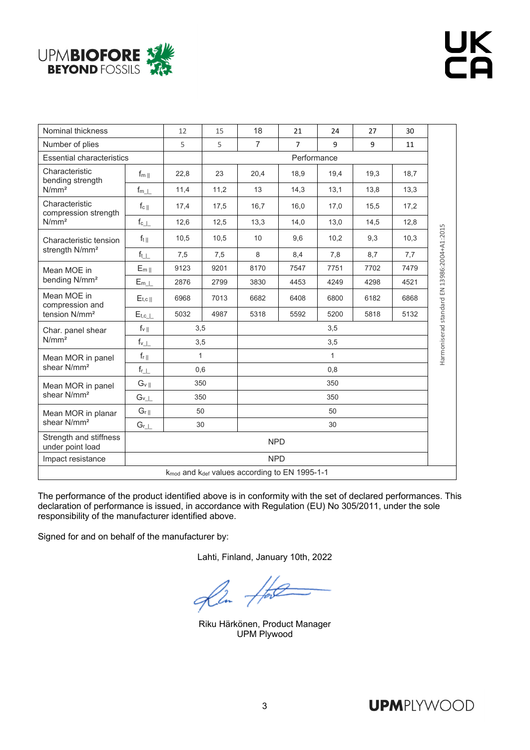| Nominal thickness | | 12 | 15 | 18 | 21 | 24 | 27 | 30 | |
|---|---|---|---|---|---|---|---|---|---|
| Number of plies | | 5 | 5 | 7 | 7 | 9 | 9 | 11 | |
| Essential characteristics | | | Performance | | | | | | Harmoniserad standard EN 13986:2004+A1:2015 |
| Characteristic bending strength N/mm² | $f_{m\parallel}$ | 22,8 | 23 | 20,4 | 18,9 | 19,4 | 19,3 | 18,7 | |
| | $f_{m\perp}$ | 11,4 | 11,2 | 13 | 14,3 | 13,1 | 13,8 | 13,3 | |
| Characteristic compression strength N/mm² | $f_{c\parallel}$ | 17,4 | 17,5 | 16,7 | 16,0 | 17,0 | 15,5 | 17,2 | |
| | $f_{c\perp}$ | 12,6 | 12,5 | 13,3 | 14,0 | 13,0 | 14,5 | 12,8 | |
| Characteristic tension strength N/mm² | $f_{t\parallel}$ | 10,5 | 10,5 | 10 | 9,6 | 10,2 | 9,3 | 10,3 | |
| | $f_{t\perp}$ | 7,5 | 7,5 | 8 | 8,4 | 7,8 | 8,7 | 7,7 | |
| Mean MOE in bending N/mm² | $E_{m\parallel}$ | 9123 | 9201 | 8170 | 7547 | 7751 | 7702 | 7479 | |
| | $E_{m\perp}$ | 2876 | 2799 | 3830 | 4453 | 4249 | 4298 | 4521 | |
| Mean MOE in compression and tension N/mm² | $E_{t,c\parallel}$ | 6968 | 7013 | 6682 | 6408 | 6800 | 6182 | 6868 | |
| | $E_{t,c\perp}$ | 5032 | 4987 | 5318 | 5592 | 5200 | 5818 | 5132 | |
| Char. panel shear N/mm² | $f_{v\parallel}$ | 3,5 | | 3,5 | | | | | |
| | $f_{v\perp}$ | 3,5 | | 3,5 | | | | | |
| Mean MOR in panel shear N/mm² | $f_{r\parallel}$ | 1 | | 1 | | | | | |
| | $f_{r\perp}$ | 0,6 | | 0,8 | | | | | |
| Mean MOR in panel shear N/mm² | $G_{v\parallel}$ | 350 | | 350 | | | | | |
| | $G_{v\perp}$ | 350 | | 350 | | | | | |
| Mean MOR in planar shear N/mm² | $G_{r\parallel}$ | 50 | | 50 | | | | | |
| | $G_{r\perp}$ | 30 | | 30 | | | | | |
| Strength and stiffness under point load | NPD | | | | | | | | |
| Impact resistance | NPD | | | | | | | | |
| $k_{mod}$ and $k_{def}$ values according to EN 1995-1-1 | | | | | | | | | |

The performance of the product identified above is in conformity with the set of declared performances. This declaration of performance is issued, in accordance with Regulation (EU) No 305/2011, under the sole responsibility of the manufacturer identified above.

Signed for and on behalf of the manufacturer by:

Lahti, Finland, January 10th, 2022

Riku Härkönen, Product Manager
UPM Plywood